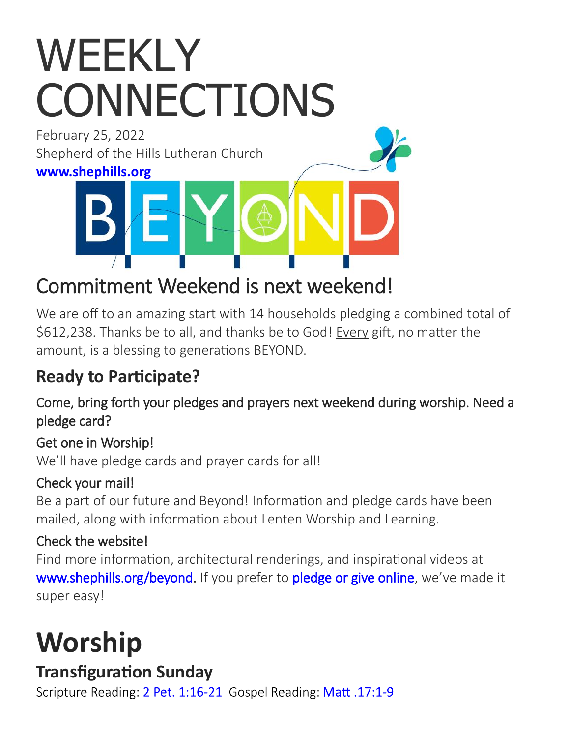# WEEKLY CONNECTIONS

February 25, 2022
Shepherd of the Hills Lutheran Church
**www.shephills.org**

BEYOND

## Commitment Weekend is next weekend!

We are off to an amazing start with 14 households pledging a combined total of $612,238. Thanks be to all, and thanks be to God! Every gift, no matter the amount, is a blessing to generations BEYOND.

### Ready to Participate?

Come, bring forth your pledges and prayers next weekend during worship. Need a pledge card?

Get one in Worship!
We'll have pledge cards and prayer cards for all!

Check your mail!
Be a part of our future and Beyond! Information and pledge cards have been mailed, along with information about Lenten Worship and Learning.

Check the website!
Find more information, architectural renderings, and inspirational videos at www.shephills.org/beyond. If you prefer to pledge or give online, we've made it super easy!

# Worship

### Transfiguration Sunday

Scripture Reading: 2 Pet. 1:16-21 Gospel Reading: Matt .17:1-9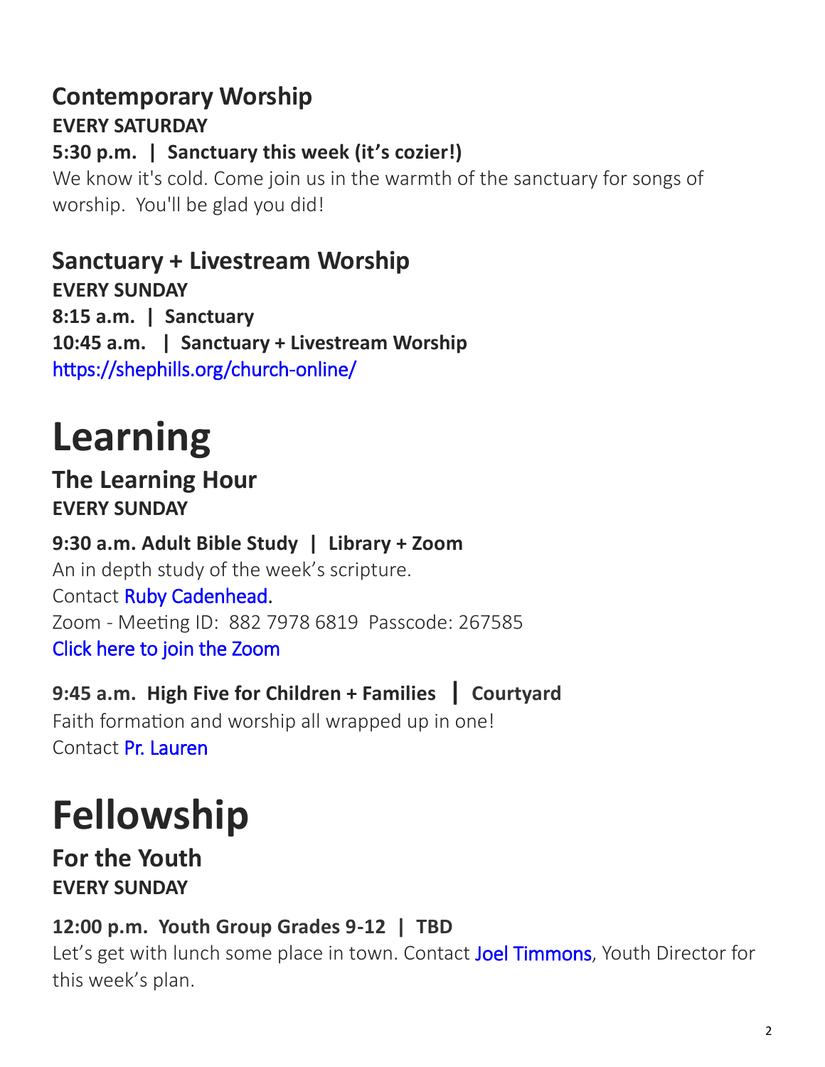## Contemporary Worship

**EVERY SATURDAY**

**5:30 p.m. | Sanctuary this week (it's cozier!)**

We know it's cold. Come join us in the warmth of the sanctuary for songs of worship. You'll be glad you did!

## Sanctuary + Livestream Worship

**EVERY SUNDAY**

**8:15 a.m. | Sanctuary**

**10:45 a.m. | Sanctuary + Livestream Worship**

https://shephills.org/church-online/

# Learning

## The Learning Hour

**EVERY SUNDAY**

**9:30 a.m. Adult Bible Study | Library + Zoom**

An in depth study of the week's scripture.

Contact Ruby Cadenhead.

Zoom - Meeting ID: 882 7978 6819 Passcode: 267585

Click here to join the Zoom

**9:45 a.m. High Five for Children + Families | Courtyard**

Faith formation and worship all wrapped up in one!

Contact Pr. Lauren

# Fellowship

## For the Youth

**EVERY SUNDAY**

**12:00 p.m. Youth Group Grades 9-12 | TBD**

Let's get with lunch some place in town. Contact Joel Timmons, Youth Director for this week's plan.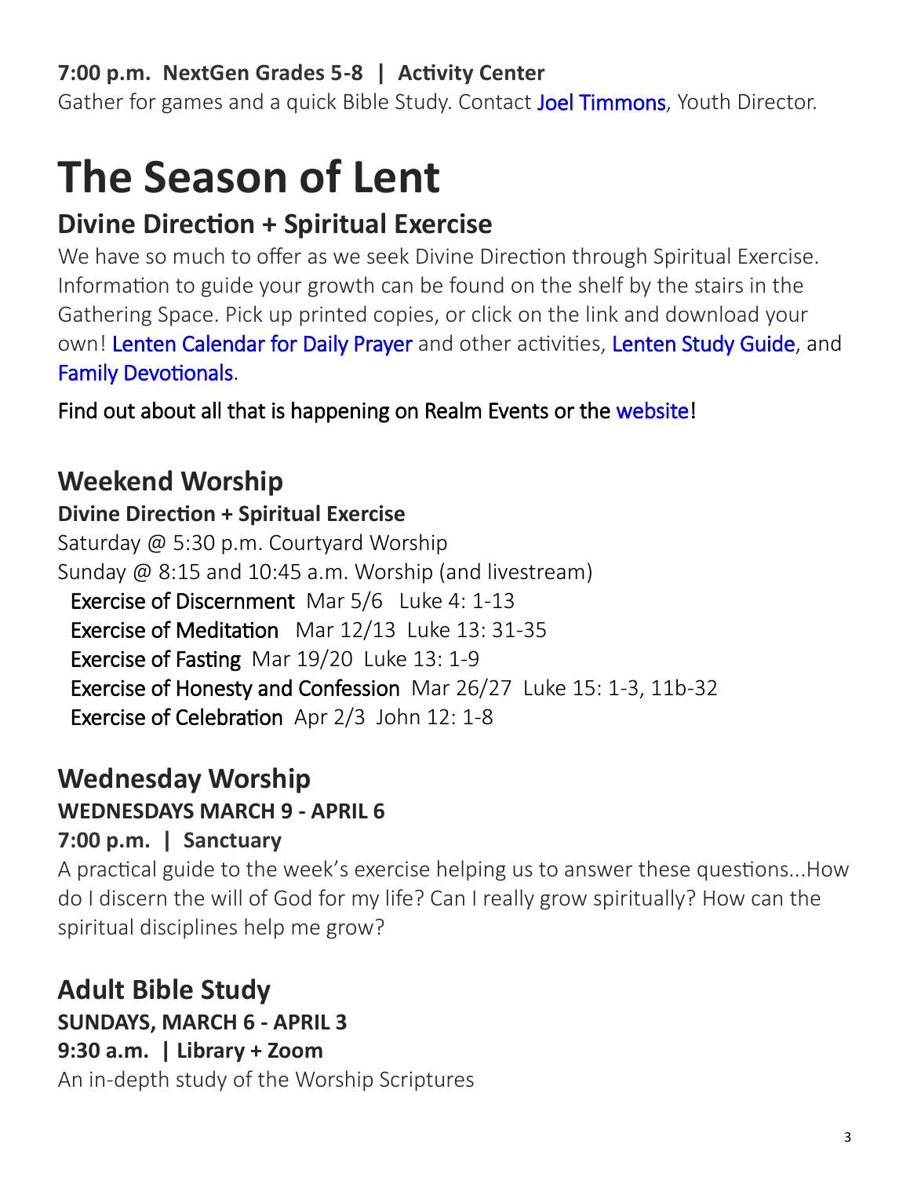**7:00 p.m. NextGen Grades 5-8 | Activity Center**

Gather for games and a quick Bible Study. Contact Joel Timmons, Youth Director.

# The Season of Lent

## Divine Direction + Spiritual Exercise

We have so much to offer as we seek Divine Direction through Spiritual Exercise. Information to guide your growth can be found on the shelf by the stairs in the Gathering Space. Pick up printed copies, or click on the link and download your own! Lenten Calendar for Daily Prayer and other activities, Lenten Study Guide, and Family Devotionals.

Find out about all that is happening on Realm Events or the website!

## Weekend Worship

**Divine Direction + Spiritual Exercise**

Saturday @ 5:30 p.m. Courtyard Worship

Sunday @ 8:15 and 10:45 a.m. Worship (and livestream)

- Exercise of Discernment Mar 5/6 Luke 4: 1-13
- Exercise of Meditation Mar 12/13 Luke 13: 31-35
- Exercise of Fasting Mar 19/20 Luke 13: 1-9
- Exercise of Honesty and Confession Mar 26/27 Luke 15: 1-3, 11b-32
- Exercise of Celebration Apr 2/3 John 12: 1-8

## Wednesday Worship

**WEDNESDAYS MARCH 9 - APRIL 6**

**7:00 p.m. | Sanctuary**

A practical guide to the week's exercise helping us to answer these questions...How do I discern the will of God for my life? Can I really grow spiritually? How can the spiritual disciplines help me grow?

## Adult Bible Study

**SUNDAYS, MARCH 6 - APRIL 3**

**9:30 a.m. | Library + Zoom**

An in-depth study of the Worship Scriptures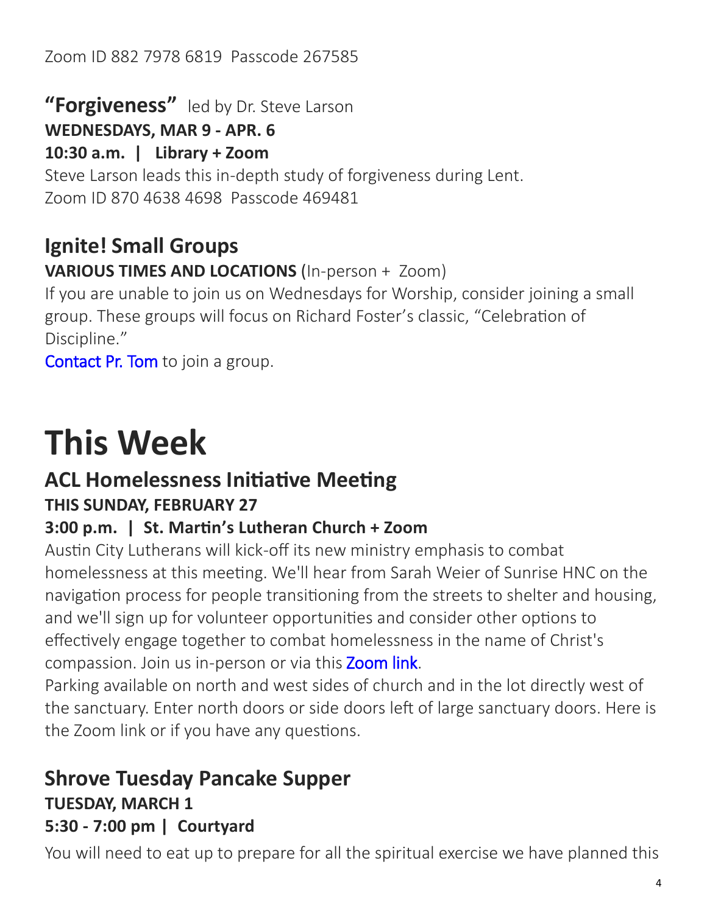Zoom ID 882 7978 6819  Passcode 267585

## "Forgiveness" led by Dr. Steve Larson

**WEDNESDAYS, MAR 9 - APR. 6**

**10:30 a.m.  |  Library + Zoom**

Steve Larson leads this in-depth study of forgiveness during Lent.
Zoom ID 870 4638 4698  Passcode 469481

## Ignite! Small Groups

**VARIOUS TIMES AND LOCATIONS (**In-person + Zoom)

If you are unable to join us on Wednesdays for Worship, consider joining a small group. These groups will focus on Richard Foster's classic, "Celebration of Discipline."

Contact Pr. Tom to join a group.

# This Week

## ACL Homelessness Initiative Meeting

**THIS SUNDAY, FEBRUARY 27**

**3:00 p.m.  |  St. Martin's Lutheran Church + Zoom**

Austin City Lutherans will kick-off its new ministry emphasis to combat homelessness at this meeting. We'll hear from Sarah Weier of Sunrise HNC on the navigation process for people transitioning from the streets to shelter and housing, and we'll sign up for volunteer opportunities and consider other options to effectively engage together to combat homelessness in the name of Christ's compassion. Join us in-person or via this Zoom link.

Parking available on north and west sides of church and in the lot directly west of the sanctuary. Enter north doors or side doors left of large sanctuary doors. Here is the Zoom link or if you have any questions.

## Shrove Tuesday Pancake Supper

**TUESDAY, MARCH 1**

**5:30 - 7:00 pm |  Courtyard**

You will need to eat up to prepare for all the spiritual exercise we have planned this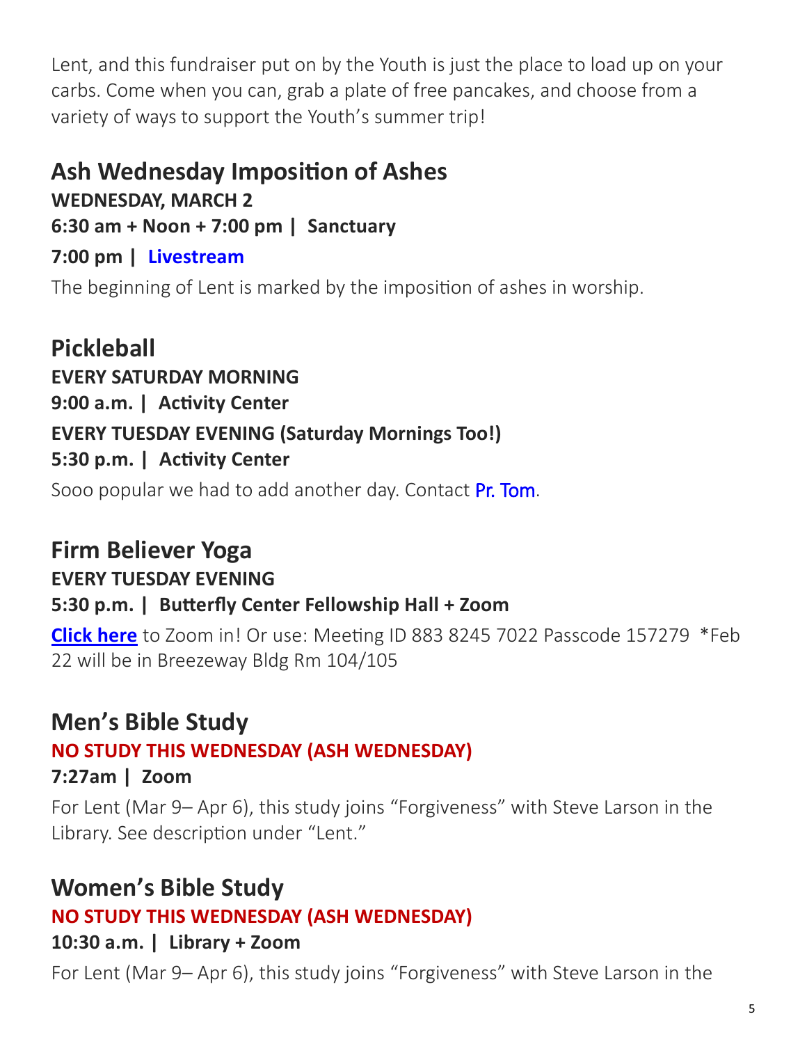Lent, and this fundraiser put on by the Youth is just the place to load up on your carbs. Come when you can, grab a plate of free pancakes, and choose from a variety of ways to support the Youth's summer trip!

## Ash Wednesday Imposition of Ashes

**WEDNESDAY, MARCH 2**

**6:30 am + Noon + 7:00 pm | Sanctuary**

**7:00 pm | Livestream**

The beginning of Lent is marked by the imposition of ashes in worship.

## Pickleball

**EVERY SATURDAY MORNING**

**9:00 a.m. | Activity Center**

**EVERY TUESDAY EVENING (Saturday Mornings Too!)**

**5:30 p.m. | Activity Center**

Sooo popular we had to add another day. Contact Pr. Tom.

## Firm Believer Yoga

**EVERY TUESDAY EVENING**

**5:30 p.m. | Butterfly Center Fellowship Hall + Zoom**

**Click here** to Zoom in! Or use: Meeting ID 883 8245 7022 Passcode 157279 *Feb 22 will be in Breezeway Bldg Rm 104/105

## Men's Bible Study

**NO STUDY THIS WEDNESDAY (ASH WEDNESDAY)**

**7:27am | Zoom**

For Lent (Mar 9– Apr 6), this study joins "Forgiveness" with Steve Larson in the Library. See description under "Lent."

## Women's Bible Study

**NO STUDY THIS WEDNESDAY (ASH WEDNESDAY)**

**10:30 a.m. | Library + Zoom**

For Lent (Mar 9– Apr 6), this study joins "Forgiveness" with Steve Larson in the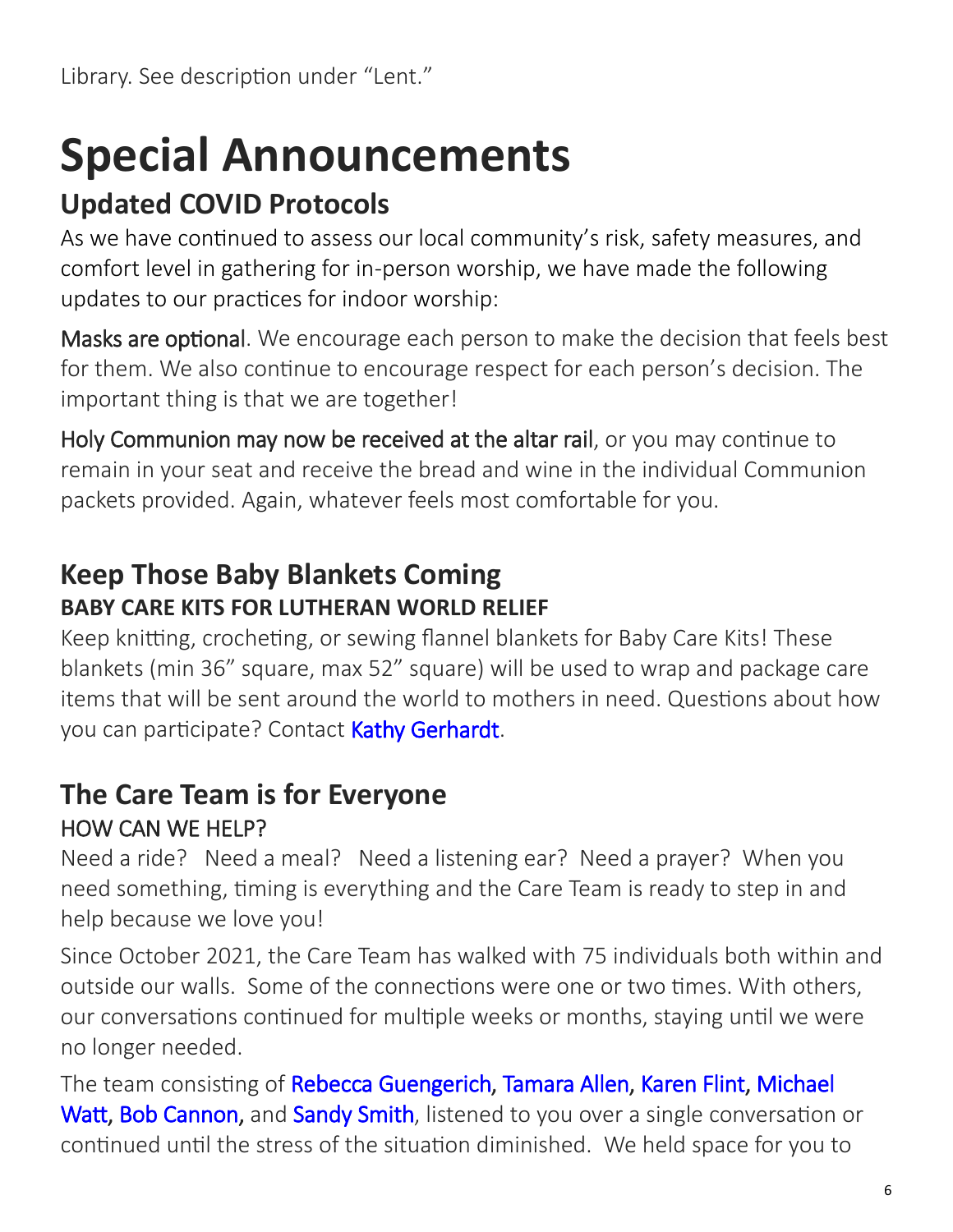Library. See description under "Lent."

# Special Announcements

## Updated COVID Protocols

As we have continued to assess our local community's risk, safety measures, and comfort level in gathering for in-person worship, we have made the following updates to our practices for indoor worship:

Masks are optional. We encourage each person to make the decision that feels best for them. We also continue to encourage respect for each person's decision. The important thing is that we are together!

Holy Communion may now be received at the altar rail, or you may continue to remain in your seat and receive the bread and wine in the individual Communion packets provided. Again, whatever feels most comfortable for you.

## Keep Those Baby Blankets Coming

**BABY CARE KITS FOR LUTHERAN WORLD RELIEF**

Keep knitting, crocheting, or sewing flannel blankets for Baby Care Kits! These blankets (min 36" square, max 52" square) will be used to wrap and package care items that will be sent around the world to mothers in need. Questions about how you can participate? Contact Kathy Gerhardt.

## The Care Team is for Everyone

HOW CAN WE HELP?

Need a ride? Need a meal? Need a listening ear? Need a prayer? When you need something, timing is everything and the Care Team is ready to step in and help because we love you!

Since October 2021, the Care Team has walked with 75 individuals both within and outside our walls. Some of the connections were one or two times. With others, our conversations continued for multiple weeks or months, staying until we were no longer needed.

The team consisting of Rebecca Guengerich, Tamara Allen, Karen Flint, Michael Watt, Bob Cannon, and Sandy Smith, listened to you over a single conversation or continued until the stress of the situation diminished. We held space for you to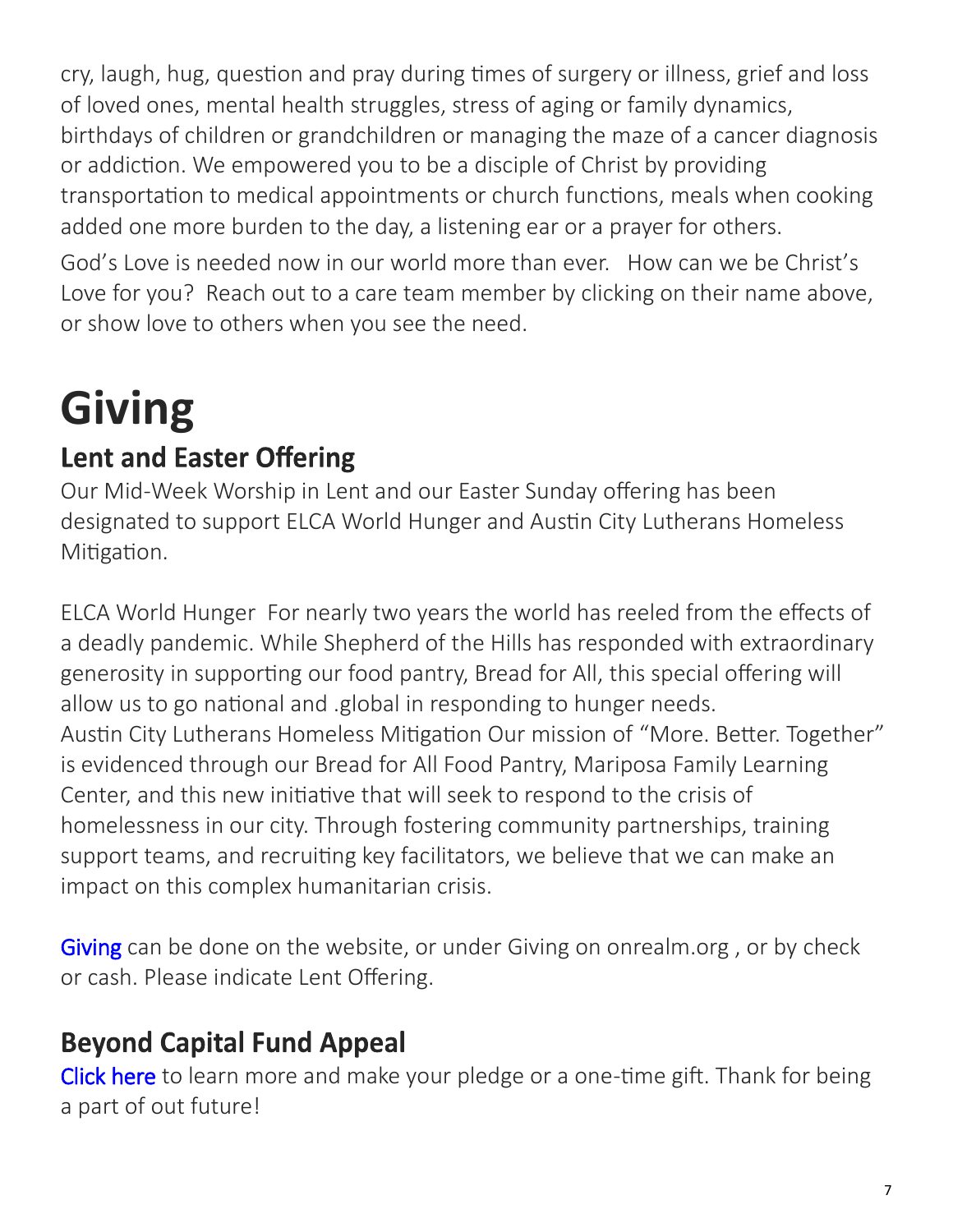cry, laugh, hug, question and pray during times of surgery or illness, grief and loss of loved ones, mental health struggles, stress of aging or family dynamics, birthdays of children or grandchildren or managing the maze of a cancer diagnosis or addiction. We empowered you to be a disciple of Christ by providing transportation to medical appointments or church functions, meals when cooking added one more burden to the day, a listening ear or a prayer for others.

God's Love is needed now in our world more than ever. How can we be Christ's Love for you? Reach out to a care team member by clicking on their name above, or show love to others when you see the need.

# Giving

## Lent and Easter Offering

Our Mid-Week Worship in Lent and our Easter Sunday offering has been designated to support ELCA World Hunger and Austin City Lutherans Homeless Mitigation.

ELCA World Hunger For nearly two years the world has reeled from the effects of a deadly pandemic. While Shepherd of the Hills has responded with extraordinary generosity in supporting our food pantry, Bread for All, this special offering will allow us to go national and .global in responding to hunger needs.
Austin City Lutherans Homeless Mitigation Our mission of "More. Better. Together" is evidenced through our Bread for All Food Pantry, Mariposa Family Learning Center, and this new initiative that will seek to respond to the crisis of homelessness in our city. Through fostering community partnerships, training support teams, and recruiting key facilitators, we believe that we can make an impact on this complex humanitarian crisis.

Giving can be done on the website, or under Giving on onrealm.org , or by check or cash. Please indicate Lent Offering.

## Beyond Capital Fund Appeal

Click here to learn more and make your pledge or a one-time gift. Thank for being a part of out future!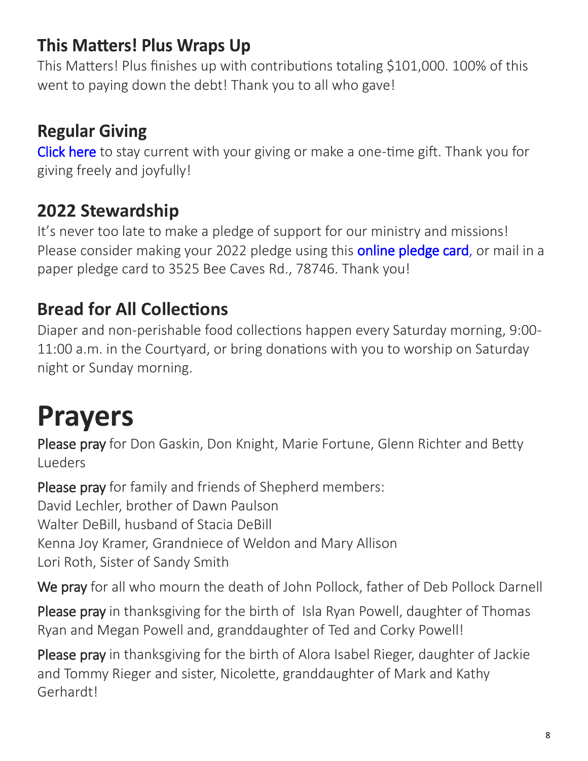## This Matters! Plus Wraps Up

This Matters! Plus finishes up with contributions totaling $101,000. 100% of this went to paying down the debt! Thank you to all who gave!

## Regular Giving

Click here to stay current with your giving or make a one-time gift. Thank you for giving freely and joyfully!

## 2022 Stewardship

It's never too late to make a pledge of support for our ministry and missions! Please consider making your 2022 pledge using this online pledge card, or mail in a paper pledge card to 3525 Bee Caves Rd., 78746. Thank you!

## Bread for All Collections

Diaper and non-perishable food collections happen every Saturday morning, 9:00-11:00 a.m. in the Courtyard, or bring donations with you to worship on Saturday night or Sunday morning.

# Prayers

Please pray for Don Gaskin, Don Knight, Marie Fortune, Glenn Richter and Betty Lueders

Please pray for family and friends of Shepherd members:
David Lechler, brother of Dawn Paulson
Walter DeBill, husband of Stacia DeBill
Kenna Joy Kramer, Grandniece of Weldon and Mary Allison
Lori Roth, Sister of Sandy Smith

We pray for all who mourn the death of John Pollock, father of Deb Pollock Darnell

Please pray in thanksgiving for the birth of Isla Ryan Powell, daughter of Thomas Ryan and Megan Powell and, granddaughter of Ted and Corky Powell!

Please pray in thanksgiving for the birth of Alora Isabel Rieger, daughter of Jackie and Tommy Rieger and sister, Nicolette, granddaughter of Mark and Kathy Gerhardt!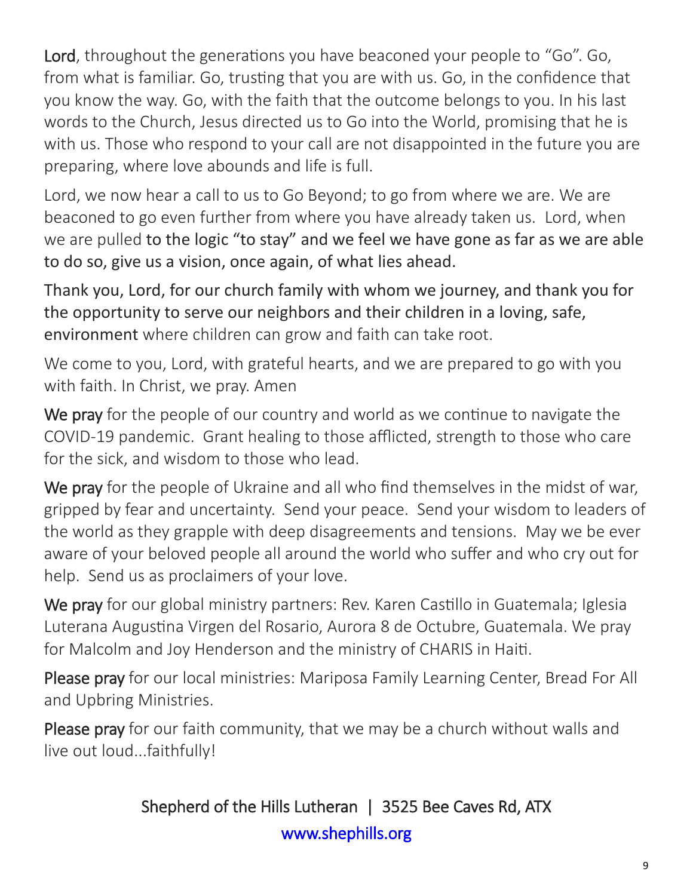**Lord**, throughout the generations you have beaconed your people to "Go". Go, from what is familiar. Go, trusting that you are with us. Go, in the confidence that you know the way. Go, with the faith that the outcome belongs to you. In his last words to the Church, Jesus directed us to Go into the World, promising that he is with us. Those who respond to your call are not disappointed in the future you are preparing, where love abounds and life is full.

Lord, we now hear a call to us to Go Beyond; to go from where we are. We are beaconed to go even further from where you have already taken us. Lord, when we are pulled to the logic "to stay" and we feel we have gone as far as we are able to do so, give us a vision, once again, of what lies ahead.

Thank you, Lord, for our church family with whom we journey, and thank you for the opportunity to serve our neighbors and their children in a loving, safe, environment where children can grow and faith can take root.

We come to you, Lord, with grateful hearts, and we are prepared to go with you with faith. In Christ, we pray. Amen

**We pray** for the people of our country and world as we continue to navigate the COVID-19 pandemic. Grant healing to those afflicted, strength to those who care for the sick, and wisdom to those who lead.

**We pray** for the people of Ukraine and all who find themselves in the midst of war, gripped by fear and uncertainty. Send your peace. Send your wisdom to leaders of the world as they grapple with deep disagreements and tensions. May we be ever aware of your beloved people all around the world who suffer and who cry out for help. Send us as proclaimers of your love.

**We pray** for our global ministry partners: Rev. Karen Castillo in Guatemala; Iglesia Luterana Augustina Virgen del Rosario, Aurora 8 de Octubre, Guatemala. We pray for Malcolm and Joy Henderson and the ministry of CHARIS in Haiti.

**Please pray** for our local ministries: Mariposa Family Learning Center, Bread For All and Upbring Ministries.

**Please pray** for our faith community, that we may be a church without walls and live out loud...faithfully!

Shepherd of the Hills Lutheran | 3525 Bee Caves Rd, ATX

www.shephills.org